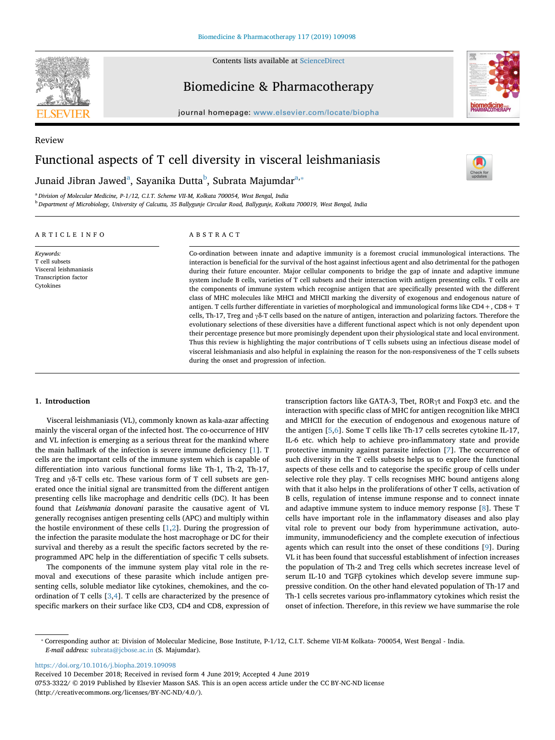Review

# Functional aspects of T cell diversity in visceral leishmaniasis

Junaid Jibran Jawed[a], Sayanika Dutta[b], Subrata Majumdar[a,*]

[a] Division of Molecular Medicine, P-1/12, C.I.T. Scheme VII-M, Kolkata 700054, West Bengal, India
[b] Department of Microbiology, University of Calcutta, 35 Ballygunje Circular Road, Ballygunje, Kolkata 700019, West Bengal, India

## ARTICLE INFO

*Keywords:*
T cell subsets
Visceral leishmaniasis
Transcription factor
Cytokines

## ABSTRACT

Co-ordination between innate and adaptive immunity is a foremost crucial immunological interactions. The interaction is beneficial for the survival of the host against infectious agent and also detrimental for the pathogen during their future encounter. Major cellular components to bridge the gap of innate and adaptive immune system include B cells, varieties of T cell subsets and their interaction with antigen presenting cells. T cells are the components of immune system which recognise antigen that are specifically presented with the different class of MHC molecules like MHCI and MHCII marking the diversity of exogenous and endogenous nature of antigen. T cells further differentiate in varieties of morphological and immunological forms like CD4+, CD8+ T cells, Th-17, Treg and γδ-T cells based on the nature of antigen, interaction and polarizing factors. Therefore the evolutionary selections of these diversities have a different functional aspect which is not only dependent upon their percentage presence but more promisingly dependent upon their physiological state and local environment. Thus this review is highlighting the major contributions of T cells subsets using an infectious disease model of visceral leishmaniasis and also helpful in explaining the reason for the non-responsiveness of the T cells subsets during the onset and progression of infection.

## 1. Introduction

Visceral leishmaniasis (VL), commonly known as kala-azar affecting mainly the visceral organ of the infected host. The co-occurrence of HIV and VL infection is emerging as a serious threat for the mankind where the main hallmark of the infection is severe immune deficiency [1]. T cells are the important cells of the immune system which is capable of differentiation into various functional forms like Th-1, Th-2, Th-17, Treg and γδ-T cells etc. These various form of T cell subsets are generated once the initial signal are transmitted from the different antigen presenting cells like macrophage and dendritic cells (DC). It has been found that *Leishmania donovani* parasite the causative agent of VL generally recognises antigen presenting cells (APC) and multiply within the hostile environment of these cells [1,2]. During the progression of the infection the parasite modulate the host macrophage or DC for their survival and thereby as a result the specific factors secreted by the reprogrammed APC help in the differentiation of specific T cells subsets.

The components of the immune system play vital role in the removal and executions of these parasite which include antigen presenting cells, soluble mediator like cytokines, chemokines, and the coordination of T cells [3,4]. T cells are characterized by the presence of specific markers on their surface like CD3, CD4 and CD8, expression of transcription factors like GATA-3, Tbet, RORγt and Foxp3 etc. and the interaction with specific class of MHC for antigen recognition like MHCI and MHCII for the execution of endogenous and exogenous nature of the antigen [5,6]. Some T cells like Th-17 cells secretes cytokine IL-17, IL-6 etc. which help to achieve pro-inflammatory state and provide protective immunity against parasite infection [7]. The occurrence of such diversity in the T cells subsets helps us to explore the functional aspects of these cells and to categorise the specific group of cells under selective role they play. T cells recognises MHC bound antigens along with that it also helps in the proliferations of other T cells, activation of B cells, regulation of intense immune response and to connect innate and adaptive immune system to induce memory response [8]. These T cells have important role in the inflammatory diseases and also play vital role to prevent our body from hyperimmune activation, autoimmunity, immunodeficiency and the complete execution of infectious agents which can result into the onset of these conditions [9]. During VL it has been found that successful establishment of infection increases the population of Th-2 and Treg cells which secretes increase level of serum IL-10 and TGFβ cytokines which develop severe immune suppressive condition. On the other hand elevated population of Th-17 and Th-1 cells secretes various pro-inflammatory cytokines which resist the onset of infection. Therefore, in this review we have summarise the role

\* Corresponding author at: Division of Molecular Medicine, Bose Institute, P-1/12, C.I.T. Scheme VII-M Kolkata- 700054, West Bengal - India.
*E-mail address:* subrata@jcbose.ac.in (S. Majumdar).

https://doi.org/10.1016/j.biopha.2019.109098
Received 10 December 2018; Received in revised form 4 June 2019; Accepted 4 June 2019
0753-3322/ © 2019 Published by Elsevier Masson SAS. This is an open access article under the CC BY-NC-ND license (http://creativecommons.org/licenses/BY-NC-ND/4.0/).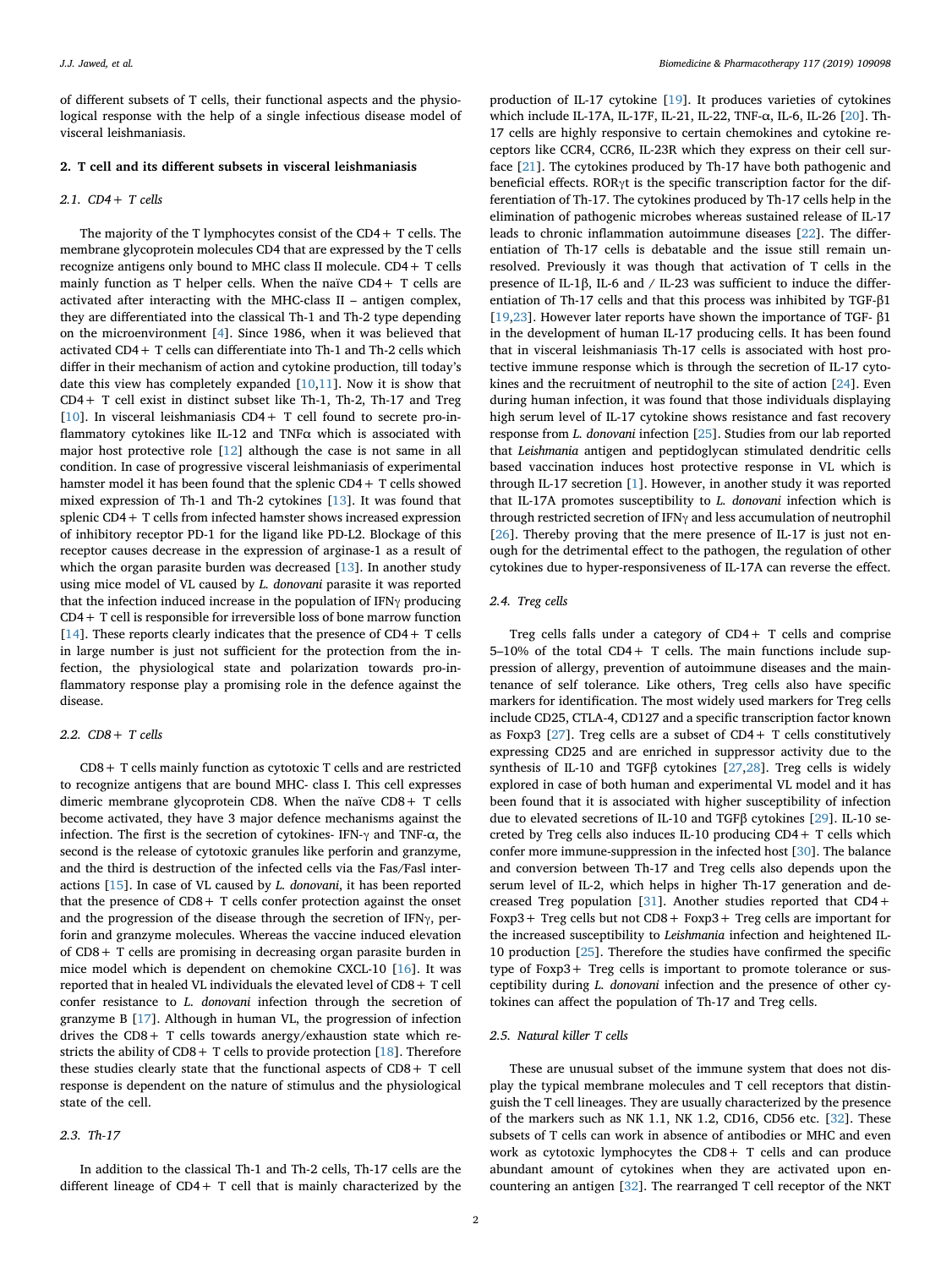of different subsets of T cells, their functional aspects and the physiological response with the help of a single infectious disease model of visceral leishmaniasis.

## 2. T cell and its different subsets in visceral leishmaniasis

### 2.1. CD4+ T cells

The majority of the T lymphocytes consist of the CD4+ T cells. The membrane glycoprotein molecules CD4 that are expressed by the T cells recognize antigens only bound to MHC class II molecule. CD4+ T cells mainly function as T helper cells. When the naïve CD4+ T cells are activated after interacting with the MHC-class II – antigen complex, they are differentiated into the classical Th-1 and Th-2 type depending on the microenvironment [4]. Since 1986, when it was believed that activated CD4+ T cells can differentiate into Th-1 and Th-2 cells which differ in their mechanism of action and cytokine production, till today's date this view has completely expanded [10,11]. Now it is show that CD4+ T cell exist in distinct subset like Th-1, Th-2, Th-17 and Treg [10]. In visceral leishmaniasis CD4+ T cell found to secrete pro-inflammatory cytokines like IL-12 and TNFα which is associated with major host protective role [12] although the case is not same in all condition. In case of progressive visceral leishmaniasis of experimental hamster model it has been found that the splenic CD4+ T cells showed mixed expression of Th-1 and Th-2 cytokines [13]. It was found that splenic CD4+ T cells from infected hamster shows increased expression of inhibitory receptor PD-1 for the ligand like PD-L2. Blockage of this receptor causes decrease in the expression of arginase-1 as a result of which the organ parasite burden was decreased [13]. In another study using mice model of VL caused by *L. donovani* parasite it was reported that the infection induced increase in the population of IFNγ producing CD4+ T cell is responsible for irreversible loss of bone marrow function [14]. These reports clearly indicates that the presence of CD4+ T cells in large number is just not sufficient for the protection from the infection, the physiological state and polarization towards pro-inflammatory response play a promising role in the defence against the disease.

### 2.2. CD8+ T cells

CD8+ T cells mainly function as cytotoxic T cells and are restricted to recognize antigens that are bound MHC- class I. This cell expresses dimeric membrane glycoprotein CD8. When the naïve CD8+ T cells become activated, they have 3 major defence mechanisms against the infection. The first is the secretion of cytokines- IFN-γ and TNF-α, the second is the release of cytotoxic granules like perforin and granzyme, and the third is destruction of the infected cells via the Fas/Fasl interactions [15]. In case of VL caused by *L. donovani*, it has been reported that the presence of CD8+ T cells confer protection against the onset and the progression of the disease through the secretion of IFNγ, perforin and granzyme molecules. Whereas the vaccine induced elevation of CD8+ T cells are promising in decreasing organ parasite burden in mice model which is dependent on chemokine CXCL-10 [16]. It was reported that in healed VL individuals the elevated level of CD8+ T cell confer resistance to *L. donovani* infection through the secretion of granzyme B [17]. Although in human VL, the progression of infection drives the CD8+ T cells towards anergy/exhaustion state which restricts the ability of CD8+ T cells to provide protection [18]. Therefore these studies clearly state that the functional aspects of CD8+ T cell response is dependent on the nature of stimulus and the physiological state of the cell.

### 2.3. Th-17

In addition to the classical Th-1 and Th-2 cells, Th-17 cells are the different lineage of CD4+ T cell that is mainly characterized by the production of IL-17 cytokine [19]. It produces varieties of cytokines which include IL-17A, IL-17F, IL-21, IL-22, TNF-α, IL-6, IL-26 [20]. Th-17 cells are highly responsive to certain chemokines and cytokine receptors like CCR4, CCR6, IL-23R which they express on their cell surface [21]. The cytokines produced by Th-17 have both pathogenic and beneficial effects. RORγt is the specific transcription factor for the differentiation of Th-17. The cytokines produced by Th-17 cells help in the elimination of pathogenic microbes whereas sustained release of IL-17 leads to chronic inflammation autoimmune diseases [22]. The differentiation of Th-17 cells is debatable and the issue still remain unresolved. Previously it was though that activation of T cells in the presence of IL-1β, IL-6 and / IL-23 was sufficient to induce the differentiation of Th-17 cells and that this process was inhibited by TGF-β1 [19,23]. However later reports have shown the importance of TGF- β1 in the development of human IL-17 producing cells. It has been found that in visceral leishmaniasis Th-17 cells is associated with host protective immune response which is through the secretion of IL-17 cytokines and the recruitment of neutrophil to the site of action [24]. Even during human infection, it was found that those individuals displaying high serum level of IL-17 cytokine shows resistance and fast recovery response from *L. donovani* infection [25]. Studies from our lab reported that *Leishmania* antigen and peptidoglycan stimulated dendritic cells based vaccination induces host protective response in VL which is through IL-17 secretion [1]. However, in another study it was reported that IL-17A promotes susceptibility to *L. donovani* infection which is through restricted secretion of IFNγ and less accumulation of neutrophil [26]. Thereby proving that the mere presence of IL-17 is just not enough for the detrimental effect to the pathogen, the regulation of other cytokines due to hyper-responsiveness of IL-17A can reverse the effect.

### 2.4. Treg cells

Treg cells falls under a category of CD4+ T cells and comprise 5–10% of the total CD4+ T cells. The main functions include suppression of allergy, prevention of autoimmune diseases and the maintenance of self tolerance. Like others, Treg cells also have specific markers for identification. The most widely used markers for Treg cells include CD25, CTLA-4, CD127 and a specific transcription factor known as Foxp3 [27]. Treg cells are a subset of CD4+ T cells constitutively expressing CD25 and are enriched in suppressor activity due to the synthesis of IL-10 and TGFβ cytokines [27,28]. Treg cells is widely explored in case of both human and experimental VL model and it has been found that it is associated with higher susceptibility of infection due to elevated secretions of IL-10 and TGFβ cytokines [29]. IL-10 secreted by Treg cells also induces IL-10 producing CD4+ T cells which confer more immune-suppression in the infected host [30]. The balance and conversion between Th-17 and Treg cells also depends upon the serum level of IL-2, which helps in higher Th-17 generation and decreased Treg population [31]. Another studies reported that CD4+ Foxp3+ Treg cells but not CD8+ Foxp3+ Treg cells are important for the increased susceptibility to *Leishmania* infection and heightened IL-10 production [25]. Therefore the studies have confirmed the specific type of Foxp3+ Treg cells is important to promote tolerance or susceptibility during *L. donovani* infection and the presence of other cytokines can affect the population of Th-17 and Treg cells.

### 2.5. Natural killer T cells

These are unusual subset of the immune system that does not display the typical membrane molecules and T cell receptors that distinguish the T cell lineages. They are usually characterized by the presence of the markers such as NK 1.1, NK 1.2, CD16, CD56 etc. [32]. These subsets of T cells can work in absence of antibodies or MHC and even work as cytotoxic lymphocytes the CD8+ T cells and can produce abundant amount of cytokines when they are activated upon encountering an antigen [32]. The rearranged T cell receptor of the NKT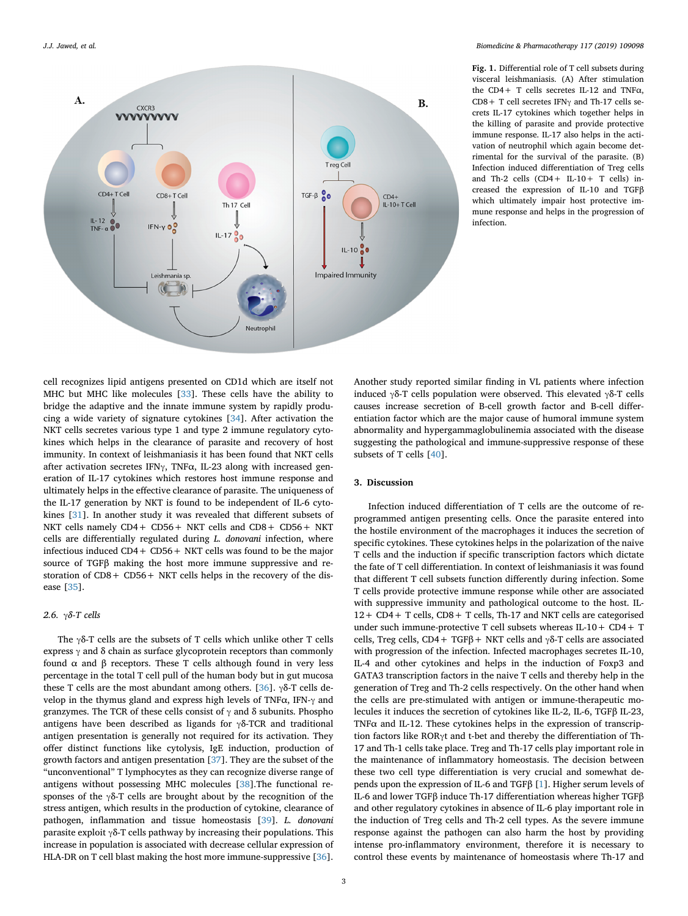Fig. 1. Differential role of T cell subsets during visceral leishmaniasis. (A) After stimulation the CD4+ T cells secretes IL-12 and TNFα, CD8+ T cell secretes IFNγ and Th-17 cells secrets IL-17 cytokines which together helps in the killing of parasite and provide protective immune response. IL-17 also helps in the activation of neutrophil which again become detrimental for the survival of the parasite. (B) Infection induced differentiation of Treg cells and Th-2 cells (CD4+ IL-10+ T cells) increased the expression of IL-10 and TGFβ which ultimately impair host protective immune response and helps in the progression of infection.

cell recognizes lipid antigens presented on CD1d which are itself not MHC but MHC like molecules [33]. These cells have the ability to bridge the adaptive and the innate immune system by rapidly producing a wide variety of signature cytokines [34]. After activation the NKT cells secretes various type 1 and type 2 immune regulatory cytokines which helps in the clearance of parasite and recovery of host immunity. In context of leishmaniasis it has been found that NKT cells after activation secretes IFNγ, TNFα, IL-23 along with increased generation of IL-17 cytokines which restores host immune response and ultimately helps in the effective clearance of parasite. The uniqueness of the IL-17 generation by NKT is found to be independent of IL-6 cytokines [31]. In another study it was revealed that different subsets of NKT cells namely CD4+ CD56+ NKT cells and CD8+ CD56+ NKT cells are differentially regulated during *L. donovani* infection, where infectious induced CD4+ CD56+ NKT cells was found to be the major source of TGFβ making the host more immune suppressive and restoration of CD8+ CD56+ NKT cells helps in the recovery of the disease [35].

### 2.6. γδ-T cells

The γδ-T cells are the subsets of T cells which unlike other T cells express γ and δ chain as surface glycoprotein receptors than commonly found α and β receptors. These T cells although found in very less percentage in the total T cell pull of the human body but in gut mucosa these T cells are the most abundant among others. [36]. γδ-T cells develop in the thymus gland and express high levels of TNFα, IFN-γ and granzymes. The TCR of these cells consist of γ and δ subunits. Phospho antigens have been described as ligands for γδ-TCR and traditional antigen presentation is generally not required for its activation. They offer distinct functions like cytolysis, IgE induction, production of growth factors and antigen presentation [37]. They are the subset of the "unconventional" T lymphocytes as they can recognize diverse range of antigens without possessing MHC molecules [38].The functional responses of the γδ-T cells are brought about by the recognition of the stress antigen, which results in the production of cytokine, clearance of pathogen, inflammation and tissue homeostasis [39]. *L. donovani* parasite exploit γδ-T cells pathway by increasing their populations. This increase in population is associated with decrease cellular expression of HLA-DR on T cell blast making the host more immune-suppressive [36]. Another study reported similar finding in VL patients where infection induced γδ-T cells population were observed. This elevated γδ-T cells causes increase secretion of B-cell growth factor and B-cell differentiation factor which are the major cause of humoral immune system abnormality and hypergammaglobulinemia associated with the disease suggesting the pathological and immune-suppressive response of these subsets of T cells [40].

## 3. Discussion

Infection induced differentiation of T cells are the outcome of reprogrammed antigen presenting cells. Once the parasite entered into the hostile environment of the macrophages it induces the secretion of specific cytokines. These cytokines helps in the polarization of the naive T cells and the induction if specific transcription factors which dictate the fate of T cell differentiation. In context of leishmaniasis it was found that different T cell subsets function differently during infection. Some T cells provide protective immune response while other are associated with suppressive immunity and pathological outcome to the host. IL-12+ CD4+ T cells, CD8+ T cells, Th-17 and NKT cells are categorised under such immune-protective T cell subsets whereas IL-10+ CD4+ T cells, Treg cells, CD4+ TGFβ+ NKT cells and γδ-T cells are associated with progression of the infection. Infected macrophages secretes IL-10, IL-4 and other cytokines and helps in the induction of Foxp3 and GATA3 transcription factors in the naive T cells and thereby help in the generation of Treg and Th-2 cells respectively. On the other hand when the cells are pre-stimulated with antigen or immune-therapeutic molecules it induces the secretion of cytokines like IL-2, IL-6, TGFβ IL-23, TNFα and IL-12. These cytokines helps in the expression of transcription factors like RORγt and t-bet and thereby the differentiation of Th-17 and Th-1 cells take place. Treg and Th-17 cells play important role in the maintenance of inflammatory homeostasis. The decision between these two cell type differentiation is very crucial and somewhat depends upon the expression of IL-6 and TGFβ [1]. Higher serum levels of IL-6 and lower TGFβ induce Th-17 differentiation whereas higher TGFβ and other regulatory cytokines in absence of IL-6 play important role in the induction of Treg cells and Th-2 cell types. As the severe immune response against the pathogen can also harm the host by providing intense pro-inflammatory environment, therefore it is necessary to control these events by maintenance of homeostasis where Th-17 and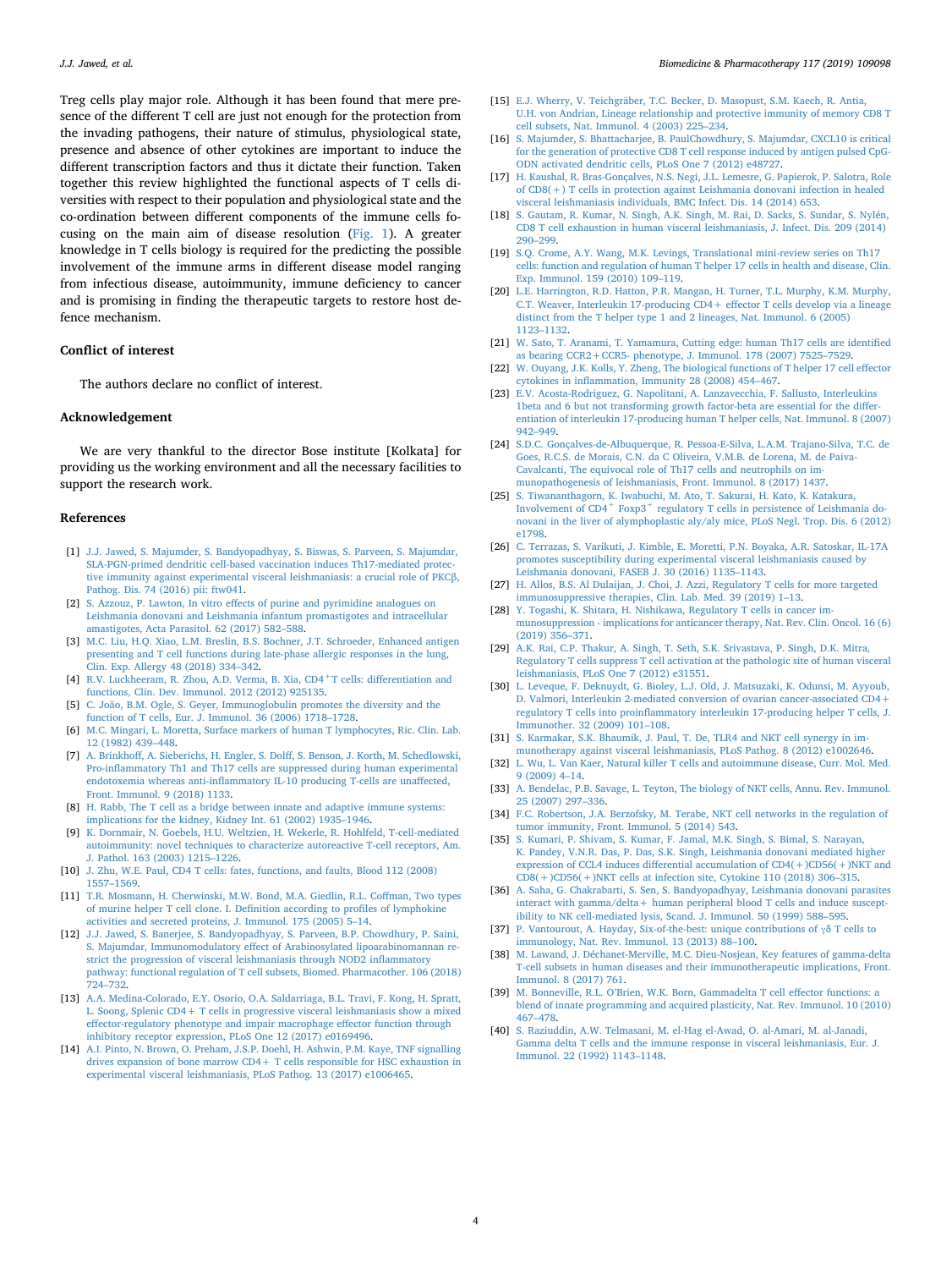Treg cells play major role. Although it has been found that mere presence of the different T cell are just not enough for the protection from the invading pathogens, their nature of stimulus, physiological state, presence and absence of other cytokines are important to induce the different transcription factors and thus it dictate their function. Taken together this review highlighted the functional aspects of T cells diversities with respect to their population and physiological state and the co-ordination between different components of the immune cells focusing on the main aim of disease resolution (Fig. 1). A greater knowledge in T cells biology is required for the predicting the possible involvement of the immune arms in different disease model ranging from infectious disease, autoimmunity, immune deficiency to cancer and is promising in finding the therapeutic targets to restore host defence mechanism.

## Conflict of interest

The authors declare no conflict of interest.

## Acknowledgement

We are very thankful to the director Bose institute [Kolkata] for providing us the working environment and all the necessary facilities to support the research work.

## References

[1] J.J. Jawed, S. Majumder, S. Bandyopadhyay, S. Biswas, S. Parveen, S. Majumdar, SLA-PGN-primed dendritic cell-based vaccination induces Th17-mediated protective immunity against experimental visceral leishmaniasis: a crucial role of PKCβ, Pathog. Dis. 74 (2016) pii: ftw041.

[2] S. Azzouz, P. Lawton, In vitro effects of purine and pyrimidine analogues on Leishmania donovani and Leishmania infantum promastigotes and intracellular amastigotes, Acta Parasitol. 62 (2017) 582–588.

[3] M.C. Liu, H.Q. Xiao, L.M. Breslin, B.S. Bochner, J.T. Schroeder, Enhanced antigen presenting and T cell functions during late-phase allergic responses in the lung, Clin. Exp. Allergy 48 (2018) 334–342.

[4] R.V. Luckheeram, R. Zhou, A.D. Verma, B. Xia, CD4$^+$T cells: differentiation and functions, Clin. Dev. Immunol. 2012 (2012) 925135.

[5] C. João, B.M. Ogle, S. Geyer, Immunoglobulin promotes the diversity and the function of T cells, Eur. J. Immunol. 36 (2006) 1718–1728.

[6] M.C. Mingari, L. Moretta, Surface markers of human T lymphocytes, Ric. Clin. Lab. 12 (1982) 439–448.

[7] A. Brinkhoff, A. Sieberichs, H. Engler, S. Dolff, S. Benson, J. Korth, M. Schedlowski, Pro-inflammatory Th1 and Th17 cells are suppressed during human experimental endotoxemia whereas anti-inflammatory IL-10 producing T-cells are unaffected, Front. Immunol. 9 (2018) 1133.

[8] H. Rabb, The T cell as a bridge between innate and adaptive immune systems: implications for the kidney, Kidney Int. 61 (2002) 1935–1946.

[9] K. Dornmair, N. Goebels, H.U. Weltzien, H. Wekerle, R. Hohlfeld, T-cell-mediated autoimmunity: novel techniques to characterize autoreactive T-cell receptors, Am. J. Pathol. 163 (2003) 1215–1226.

[10] J. Zhu, W.E. Paul, CD4 T cells: fates, functions, and faults, Blood 112 (2008) 1557–1569.

[11] T.R. Mosmann, H. Cherwinski, M.W. Bond, M.A. Giedlin, R.L. Coffman, Two types of murine helper T cell clone. I. Definition according to profiles of lymphokine activities and secreted proteins, J. Immunol. 175 (2005) 5–14.

[12] J.J. Jawed, S. Banerjee, S. Bandyopadhyay, S. Parveen, B.P. Chowdhury, P. Saini, S. Majumdar, Immunomodulatory effect of Arabinosylated lipoarabinomannan restrict the progression of visceral leishmaniasis through NOD2 inflammatory pathway: functional regulation of T cell subsets, Biomed. Pharmacother. 106 (2018) 724–732.

[13] A.A. Medina-Colorado, E.Y. Osorio, O.A. Saldarriaga, B.L. Travi, F. Kong, H. Spratt, L. Soong, Splenic CD4+ T cells in progressive visceral leishmaniasis show a mixed effector-regulatory phenotype and impair macrophage effector function through inhibitory receptor expression, PLoS One 12 (2017) e0169496.

[14] A.I. Pinto, N. Brown, O. Preham, J.S.P. Doehl, H. Ashwin, P.M. Kaye, TNF signalling drives expansion of bone marrow CD4+ T cells responsible for HSC exhaustion in experimental visceral leishmaniasis, PLoS Pathog. 13 (2017) e1006465.

[15] E.J. Wherry, V. Teichgräber, T.C. Becker, D. Masopust, S.M. Kaech, R. Antia, U.H. von Andrian, Lineage relationship and protective immunity of memory CD8 T cell subsets, Nat. Immunol. 4 (2003) 225–234.

[16] S. Majumder, S. Bhattacharjee, B. PaulChowdhury, S. Majumdar, CXCL10 is critical for the generation of protective CD8 T cell response induced by antigen pulsed CpG-ODN activated dendritic cells, PLoS One 7 (2012) e48727.

[17] H. Kaushal, R. Bras-Gonçalves, N.S. Negi, J.L. Lemesre, G. Papierok, P. Salotra, Role of CD8(+) T cells in protection against Leishmania donovani infection in healed visceral leishmaniasis individuals, BMC Infect. Dis. 14 (2014) 653.

[18] S. Gautam, R. Kumar, N. Singh, A.K. Singh, M. Rai, D. Sacks, S. Sundar, S. Nylén, CD8 T cell exhaustion in human visceral leishmaniasis, J. Infect. Dis. 209 (2014) 290–299.

[19] S.Q. Crome, A.Y. Wang, M.K. Levings, Translational mini-review series on Th17 cells: function and regulation of human T helper 17 cells in health and disease, Clin. Exp. Immunol. 159 (2010) 109–119.

[20] L.E. Harrington, R.D. Hatton, P.R. Mangan, H. Turner, T.L. Murphy, K.M. Murphy, C.T. Weaver, Interleukin 17-producing CD4+ effector T cells develop via a lineage distinct from the T helper type 1 and 2 lineages, Nat. Immunol. 6 (2005) 1123–1132.

[21] W. Sato, T. Aranami, T. Yamamura, Cutting edge: human Th17 cells are identified as bearing CCR2+CCR5- phenotype, J. Immunol. 178 (2007) 7525–7529.

[22] W. Ouyang, J.K. Kolls, Y. Zheng, The biological functions of T helper 17 cell effector cytokines in inflammation, Immunity 28 (2008) 454–467.

[23] E.V. Acosta-Rodriguez, G. Napolitani, A. Lanzavecchia, F. Sallusto, Interleukins 1beta and 6 but not transforming growth factor-beta are essential for the differentiation of interleukin 17-producing human T helper cells, Nat. Immunol. 8 (2007) 942–949.

[24] S.D.C. Gonçalves-de-Albuquerque, R. Pessoa-E-Silva, L.A.M. Trajano-Silva, T.C. de Goes, R.C.S. de Morais, C.N. da C Oliveira, V.M.B. de Lorena, M. de Paiva-Cavalcanti, The equivocal role of Th17 cells and neutrophils on immunopathogenesis of leishmaniasis, Front. Immunol. 8 (2017) 1437.

[25] S. Tiwananthagorn, K. Iwabuchi, M. Ato, T. Sakurai, H. Kato, K. Katakura, Involvement of CD4$^+$ Foxp3$^+$ regulatory T cells in persistence of Leishmania donovani in the liver of alymphoplastic aly/aly mice, PLoS Negl. Trop. Dis. 6 (2012) e1798.

[26] C. Terrazas, S. Varikuti, J. Kimble, E. Moretti, P.N. Boyaka, A.R. Satoskar, IL-17A promotes susceptibility during experimental visceral leishmaniasis caused by Leishmania donovani, FASEB J. 30 (2016) 1135–1143.

[27] H. Allos, B.S. Al Dulaijan, J. Choi, J. Azzi, Regulatory T cells for more targeted immunosuppressive therapies, Clin. Lab. Med. 39 (2019) 1–13.

[28] Y. Togashi, K. Shitara, H. Nishikawa, Regulatory T cells in cancer immunosuppression - implications for anticancer therapy, Nat. Rev. Clin. Oncol. 16 (6) (2019) 356–371.

[29] A.K. Rai, C.P. Thakur, A. Singh, T. Seth, S.K. Srivastava, P. Singh, D.K. Mitra, Regulatory T cells suppress T cell activation at the pathologic site of human visceral leishmaniasis, PLoS One 7 (2012) e31551.

[30] L. Leveque, F. Deknuydt, G. Bioley, L.J. Old, J. Matsuzaki, K. Odunsi, M. Ayyoub, D. Valmori, Interleukin 2-mediated conversion of ovarian cancer-associated CD4+ regulatory T cells into proinflammatory interleukin 17-producing helper T cells, J. Immunother. 32 (2009) 101–108.

[31] S. Karmakar, S.K. Bhaumik, J. Paul, T. De, TLR4 and NKT cell synergy in immunotherapy against visceral leishmaniasis, PLoS Pathog. 8 (2012) e1002646.

[32] L. Wu, L. Van Kaer, Natural killer T cells and autoimmune disease, Curr. Mol. Med. 9 (2009) 4–14.

[33] A. Bendelac, P.B. Savage, L. Teyton, The biology of NKT cells, Annu. Rev. Immunol. 25 (2007) 297–336.

[34] F.C. Robertson, J.A. Berzofsky, M. Terabe, NKT cell networks in the regulation of tumor immunity, Front. Immunol. 5 (2014) 543.

[35] S. Kumari, P. Shivam, S. Kumar, F. Jamal, M.K. Singh, S. Bimal, S. Narayan, K. Pandey, V.N.R. Das, P. Das, S.K. Singh, Leishmania donovani mediated higher expression of CCL4 induces differential accumulation of CD4(+)CD56(+)NKT and CD8(+)CD56(+)NKT cells at infection site, Cytokine 110 (2018) 306–315.

[36] A. Saha, G. Chakrabarti, S. Sen, S. Bandyopadhyay, Leishmania donovani parasites interact with gamma/delta+ human peripheral blood T cells and induce susceptibility to NK cell-mediated lysis, Scand. J. Immunol. 50 (1999) 588–595.

[37] P. Vantourout, A. Hayday, Six-of-the-best: unique contributions of γδ T cells to immunology, Nat. Rev. Immunol. 13 (2013) 88–100.

[38] M. Lawand, J. Déchanet-Merville, M.C. Dieu-Nosjean, Key features of gamma-delta T-cell subsets in human diseases and their immunotherapeutic implications, Front. Immunol. 8 (2017) 761.

[39] M. Bonneville, R.L. O'Brien, W.K. Born, Gammadelta T cell effector functions: a blend of innate programming and acquired plasticity, Nat. Rev. Immunol. 10 (2010) 467–478.

[40] S. Raziuddin, A.W. Telmasani, M. el-Hag el-Awad, O. al-Amari, M. al-Janadi, Gamma delta T cells and the immune response in visceral leishmaniasis, Eur. J. Immunol. 22 (1992) 1143–1148.